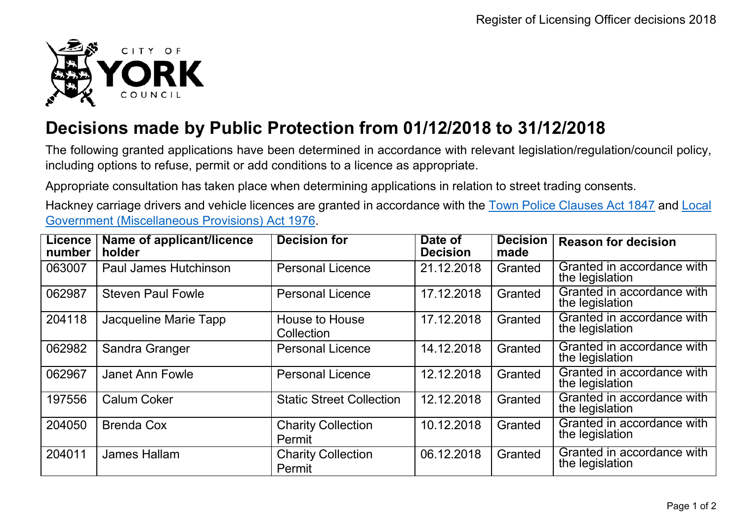# Decisions made by Public Protection from 01/12/2018 to 31/12/2018

The following granted applications have been determined in accordance with relevant legislation/regulation/council policy, including options to refuse, permit or add conditions to a licence as appropriate.

Appropriate consultation has taken place when determining applications in relation to street trading consents.

Hackney carriage drivers and vehicle licences are granted in accordance with the Town Police Clauses Act 1847 and Local Government (Miscellaneous Provisions) Act 1976.

| Licence number | Name of applicant/licence holder | Decision for | Date of Decision | Decision made | Reason for decision |
|---|---|---|---|---|---|
| 063007 | Paul James Hutchinson | Personal Licence | 21.12.2018 | Granted | Granted in accordance with the legislation |
| 062987 | Steven Paul Fowle | Personal Licence | 17.12.2018 | Granted | Granted in accordance with the legislation |
| 204118 | Jacqueline Marie Tapp | House to House Collection | 17.12.2018 | Granted | Granted in accordance with the legislation |
| 062982 | Sandra Granger | Personal Licence | 14.12.2018 | Granted | Granted in accordance with the legislation |
| 062967 | Janet Ann Fowle | Personal Licence | 12.12.2018 | Granted | Granted in accordance with the legislation |
| 197556 | Calum Coker | Static Street Collection | 12.12.2018 | Granted | Granted in accordance with the legislation |
| 204050 | Brenda Cox | Charity Collection Permit | 10.12.2018 | Granted | Granted in accordance with the legislation |
| 204011 | James Hallam | Charity Collection Permit | 06.12.2018 | Granted | Granted in accordance with the legislation |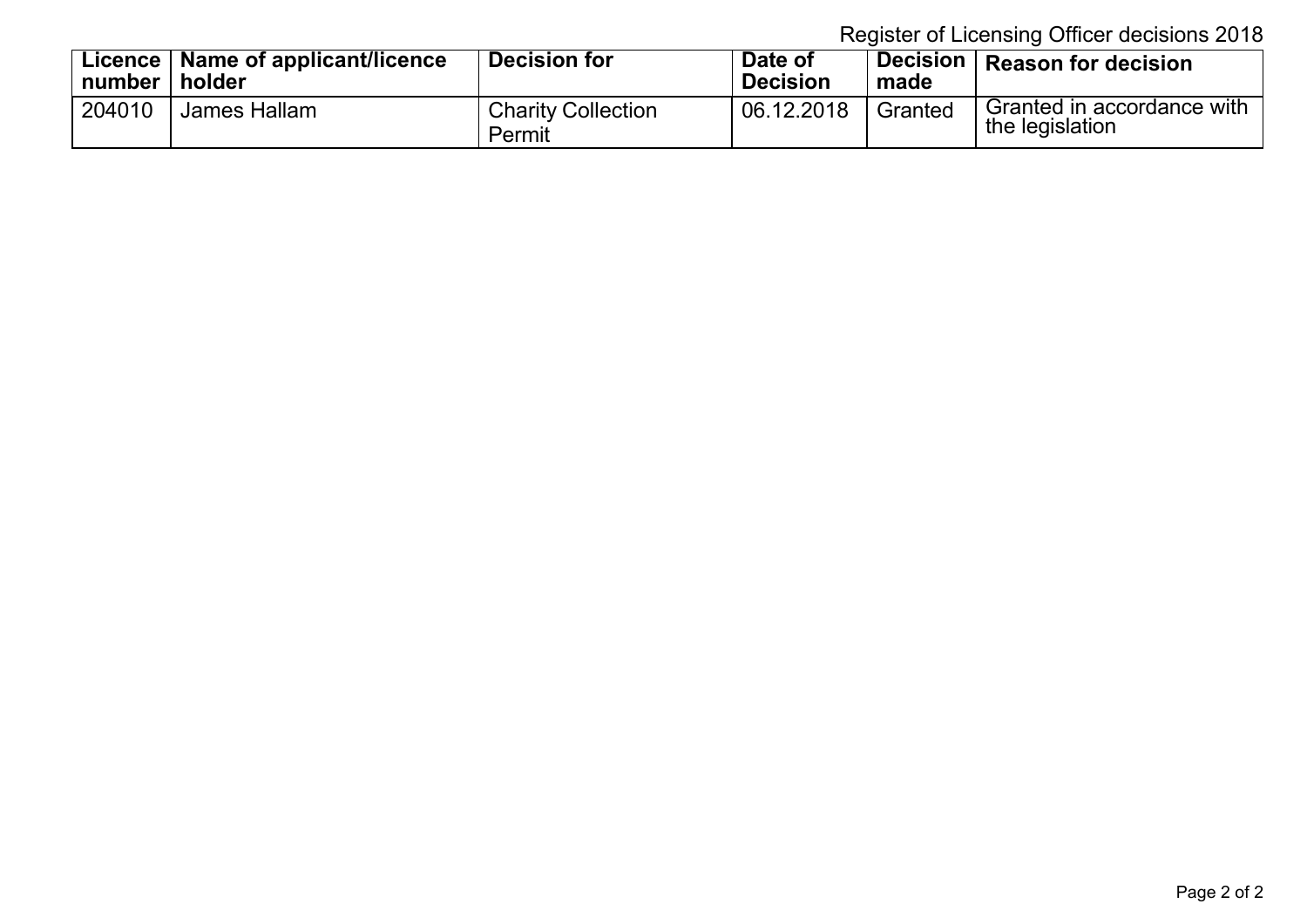| Licence number | Name of applicant/licence holder | Decision for | Date of Decision | Decision made | Reason for decision |
|---|---|---|---|---|---|
| 204010 | James Hallam | Charity Collection Permit | 06.12.2018 | Granted | Granted in accordance with the legislation |